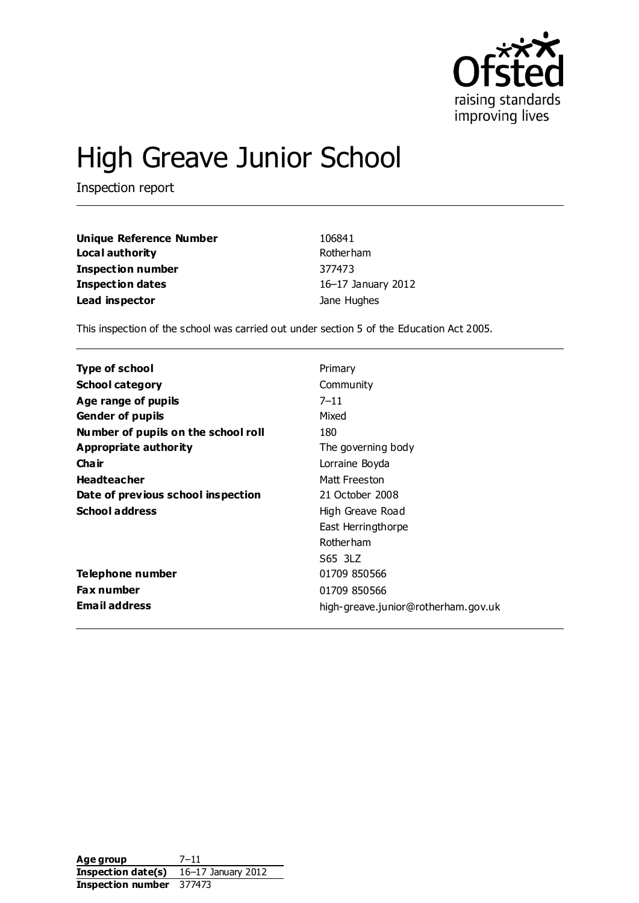# High Greave Junior School

Inspection report

| | |
|---|---|
| **Unique Reference Number** | 106841 |
| **Local authority** | Rotherham |
| **Inspection number** | 377473 |
| **Inspection dates** | 16–17 January 2012 |
| **Lead inspector** | Jane Hughes |

This inspection of the school was carried out under section 5 of the Education Act 2005.

| | |
|---|---|
| **Type of school** | Primary |
| **School category** | Community |
| **Age range of pupils** | 7–11 |
| **Gender of pupils** | Mixed |
| **Number of pupils on the school roll** | 180 |
| **Appropriate authority** | The governing body |
| **Chair** | Lorraine Boyda |
| **Headteacher** | Matt Freeston |
| **Date of previous school inspection** | 21 October 2008 |
| **School address** | High Greave Road<br>East Herringthorpe<br>Rotherham<br>S65 3LZ |
| **Telephone number** | 01709 850566 |
| **Fax number** | 01709 850566 |
| **Email address** | high-greave.junior@rotherham.gov.uk |

| | |
|---|---|
| **Age group** | 7–11 |
| **Inspection date(s)** | 16–17 January 2012 |
| **Inspection number** | 377473 |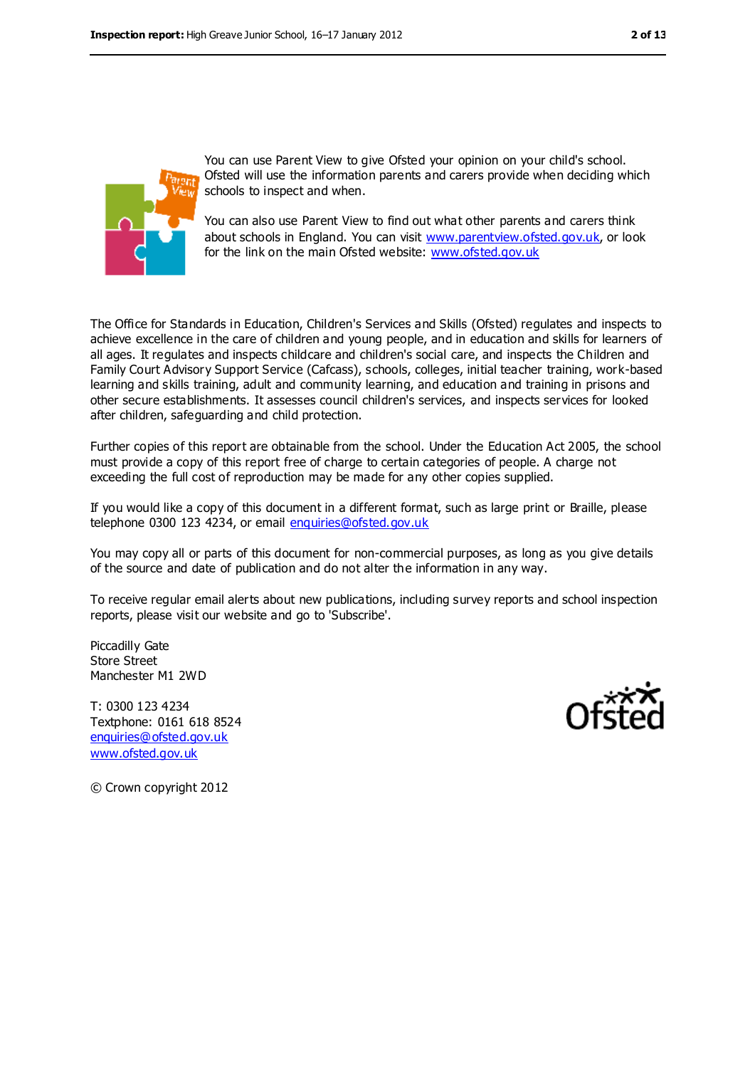You can use Parent View to give Ofsted your opinion on your child's school. Ofsted will use the information parents and carers provide when deciding which schools to inspect and when.

You can also use Parent View to find out what other parents and carers think about schools in England. You can visit www.parentview.ofsted.gov.uk, or look for the link on the main Ofsted website: www.ofsted.gov.uk

The Office for Standards in Education, Children's Services and Skills (Ofsted) regulates and inspects to achieve excellence in the care of children and young people, and in education and skills for learners of all ages. It regulates and inspects childcare and children's social care, and inspects the Children and Family Court Advisory Support Service (Cafcass), schools, colleges, initial teacher training, work-based learning and skills training, adult and community learning, and education and training in prisons and other secure establishments. It assesses council children's services, and inspects services for looked after children, safeguarding and child protection.

Further copies of this report are obtainable from the school. Under the Education Act 2005, the school must provide a copy of this report free of charge to certain categories of people. A charge not exceeding the full cost of reproduction may be made for any other copies supplied.

If you would like a copy of this document in a different format, such as large print or Braille, please telephone 0300 123 4234, or email enquiries@ofsted.gov.uk

You may copy all or parts of this document for non-commercial purposes, as long as you give details of the source and date of publication and do not alter the information in any way.

To receive regular email alerts about new publications, including survey reports and school inspection reports, please visit our website and go to 'Subscribe'.

Piccadilly Gate
Store Street
Manchester M1 2WD

T: 0300 123 4234
Textphone: 0161 618 8524
enquiries@ofsted.gov.uk
www.ofsted.gov.uk

© Crown copyright 2012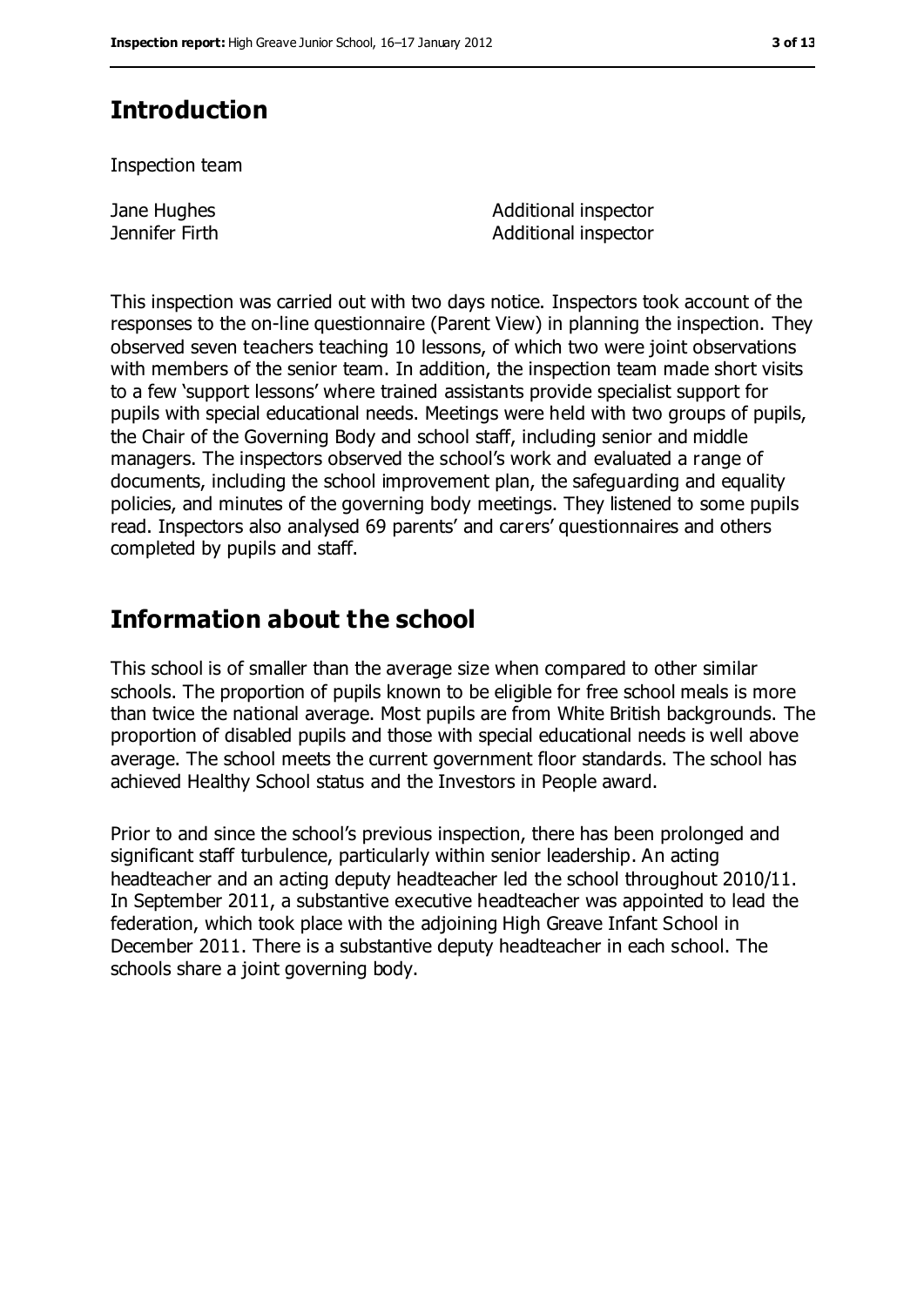## Introduction

Inspection team

| | |
|---|---|
| Jane Hughes | Additional inspector |
| Jennifer Firth | Additional inspector |

This inspection was carried out with two days notice. Inspectors took account of the responses to the on-line questionnaire (Parent View) in planning the inspection. They observed seven teachers teaching 10 lessons, of which two were joint observations with members of the senior team. In addition, the inspection team made short visits to a few 'support lessons' where trained assistants provide specialist support for pupils with special educational needs. Meetings were held with two groups of pupils, the Chair of the Governing Body and school staff, including senior and middle managers. The inspectors observed the school's work and evaluated a range of documents, including the school improvement plan, the safeguarding and equality policies, and minutes of the governing body meetings. They listened to some pupils read. Inspectors also analysed 69 parents' and carers' questionnaires and others completed by pupils and staff.

## Information about the school

This school is of smaller than the average size when compared to other similar schools. The proportion of pupils known to be eligible for free school meals is more than twice the national average. Most pupils are from White British backgrounds. The proportion of disabled pupils and those with special educational needs is well above average. The school meets the current government floor standards. The school has achieved Healthy School status and the Investors in People award.

Prior to and since the school's previous inspection, there has been prolonged and significant staff turbulence, particularly within senior leadership. An acting headteacher and an acting deputy headteacher led the school throughout 2010/11. In September 2011, a substantive executive headteacher was appointed to lead the federation, which took place with the adjoining High Greave Infant School in December 2011. There is a substantive deputy headteacher in each school. The schools share a joint governing body.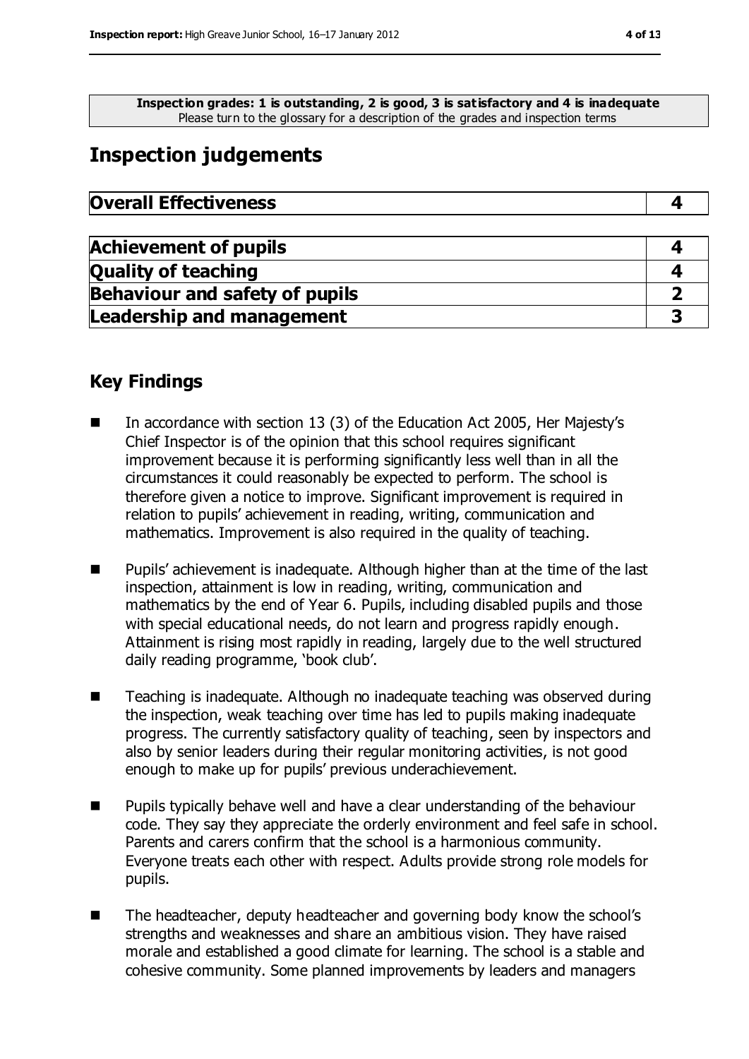**Inspection grades: 1 is outstanding, 2 is good, 3 is satisfactory and 4 is inadequate**
Please turn to the glossary for a description of the grades and inspection terms

## Inspection judgements

| **Overall Effectiveness** | **4** |
|---|---|

| | |
|---|---|
| **Achievement of pupils** | **4** |
| **Quality of teaching** | **4** |
| **Behaviour and safety of pupils** | **2** |
| **Leadership and management** | **3** |

## Key Findings

- In accordance with section 13 (3) of the Education Act 2005, Her Majesty's Chief Inspector is of the opinion that this school requires significant improvement because it is performing significantly less well than in all the circumstances it could reasonably be expected to perform. The school is therefore given a notice to improve. Significant improvement is required in relation to pupils' achievement in reading, writing, communication and mathematics. Improvement is also required in the quality of teaching.
- Pupils' achievement is inadequate. Although higher than at the time of the last inspection, attainment is low in reading, writing, communication and mathematics by the end of Year 6. Pupils, including disabled pupils and those with special educational needs, do not learn and progress rapidly enough. Attainment is rising most rapidly in reading, largely due to the well structured daily reading programme, 'book club'.
- Teaching is inadequate. Although no inadequate teaching was observed during the inspection, weak teaching over time has led to pupils making inadequate progress. The currently satisfactory quality of teaching, seen by inspectors and also by senior leaders during their regular monitoring activities, is not good enough to make up for pupils' previous underachievement.
- Pupils typically behave well and have a clear understanding of the behaviour code. They say they appreciate the orderly environment and feel safe in school. Parents and carers confirm that the school is a harmonious community. Everyone treats each other with respect. Adults provide strong role models for pupils.
- The headteacher, deputy headteacher and governing body know the school's strengths and weaknesses and share an ambitious vision. They have raised morale and established a good climate for learning. The school is a stable and cohesive community. Some planned improvements by leaders and managers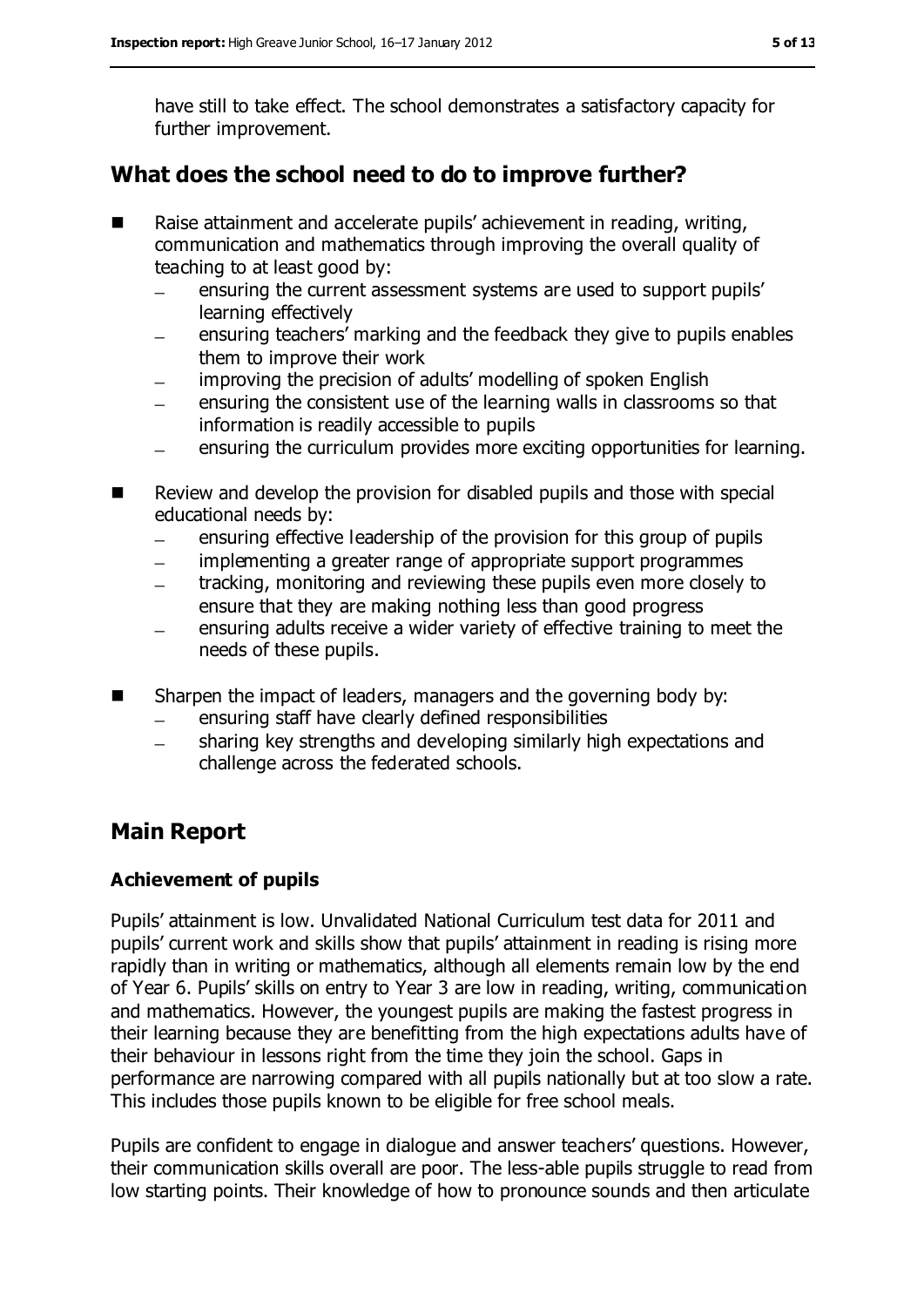have still to take effect. The school demonstrates a satisfactory capacity for further improvement.

## What does the school need to do to improve further?

- Raise attainment and accelerate pupils' achievement in reading, writing, communication and mathematics through improving the overall quality of teaching to at least good by:
  - ensuring the current assessment systems are used to support pupils' learning effectively
  - ensuring teachers' marking and the feedback they give to pupils enables them to improve their work
  - improving the precision of adults' modelling of spoken English
  - ensuring the consistent use of the learning walls in classrooms so that information is readily accessible to pupils
  - ensuring the curriculum provides more exciting opportunities for learning.
- Review and develop the provision for disabled pupils and those with special educational needs by:
  - ensuring effective leadership of the provision for this group of pupils
  - implementing a greater range of appropriate support programmes
  - tracking, monitoring and reviewing these pupils even more closely to ensure that they are making nothing less than good progress
  - ensuring adults receive a wider variety of effective training to meet the needs of these pupils.
- Sharpen the impact of leaders, managers and the governing body by:
  - ensuring staff have clearly defined responsibilities
  - sharing key strengths and developing similarly high expectations and challenge across the federated schools.

## Main Report

### Achievement of pupils

Pupils' attainment is low. Unvalidated National Curriculum test data for 2011 and pupils' current work and skills show that pupils' attainment in reading is rising more rapidly than in writing or mathematics, although all elements remain low by the end of Year 6. Pupils' skills on entry to Year 3 are low in reading, writing, communication and mathematics. However, the youngest pupils are making the fastest progress in their learning because they are benefitting from the high expectations adults have of their behaviour in lessons right from the time they join the school. Gaps in performance are narrowing compared with all pupils nationally but at too slow a rate. This includes those pupils known to be eligible for free school meals.

Pupils are confident to engage in dialogue and answer teachers' questions. However, their communication skills overall are poor. The less-able pupils struggle to read from low starting points. Their knowledge of how to pronounce sounds and then articulate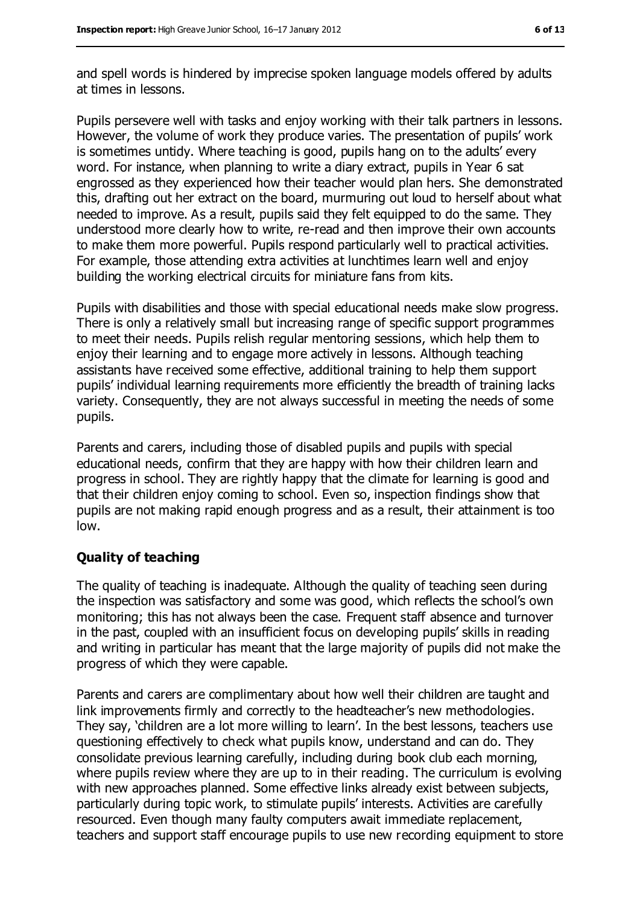and spell words is hindered by imprecise spoken language models offered by adults at times in lessons.

Pupils persevere well with tasks and enjoy working with their talk partners in lessons. However, the volume of work they produce varies. The presentation of pupils' work is sometimes untidy. Where teaching is good, pupils hang on to the adults' every word. For instance, when planning to write a diary extract, pupils in Year 6 sat engrossed as they experienced how their teacher would plan hers. She demonstrated this, drafting out her extract on the board, murmuring out loud to herself about what needed to improve. As a result, pupils said they felt equipped to do the same. They understood more clearly how to write, re-read and then improve their own accounts to make them more powerful. Pupils respond particularly well to practical activities. For example, those attending extra activities at lunchtimes learn well and enjoy building the working electrical circuits for miniature fans from kits.

Pupils with disabilities and those with special educational needs make slow progress. There is only a relatively small but increasing range of specific support programmes to meet their needs. Pupils relish regular mentoring sessions, which help them to enjoy their learning and to engage more actively in lessons. Although teaching assistants have received some effective, additional training to help them support pupils' individual learning requirements more efficiently the breadth of training lacks variety. Consequently, they are not always successful in meeting the needs of some pupils.

Parents and carers, including those of disabled pupils and pupils with special educational needs, confirm that they are happy with how their children learn and progress in school. They are rightly happy that the climate for learning is good and that their children enjoy coming to school. Even so, inspection findings show that pupils are not making rapid enough progress and as a result, their attainment is too low.

### Quality of teaching

The quality of teaching is inadequate. Although the quality of teaching seen during the inspection was satisfactory and some was good, which reflects the school's own monitoring; this has not always been the case. Frequent staff absence and turnover in the past, coupled with an insufficient focus on developing pupils' skills in reading and writing in particular has meant that the large majority of pupils did not make the progress of which they were capable.

Parents and carers are complimentary about how well their children are taught and link improvements firmly and correctly to the headteacher's new methodologies. They say, 'children are a lot more willing to learn'. In the best lessons, teachers use questioning effectively to check what pupils know, understand and can do. They consolidate previous learning carefully, including during book club each morning, where pupils review where they are up to in their reading. The curriculum is evolving with new approaches planned. Some effective links already exist between subjects, particularly during topic work, to stimulate pupils' interests. Activities are carefully resourced. Even though many faulty computers await immediate replacement, teachers and support staff encourage pupils to use new recording equipment to store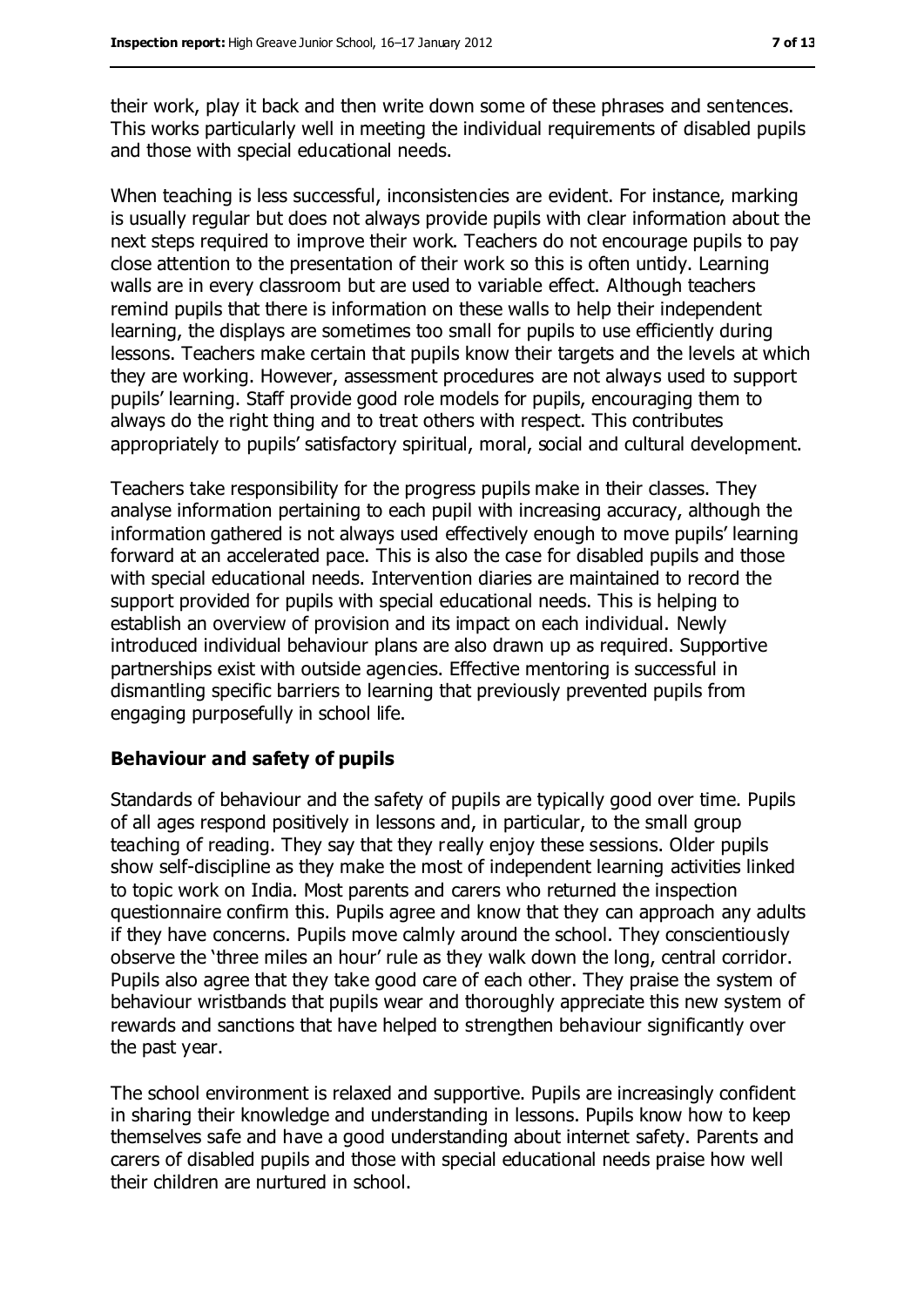their work, play it back and then write down some of these phrases and sentences. This works particularly well in meeting the individual requirements of disabled pupils and those with special educational needs.

When teaching is less successful, inconsistencies are evident. For instance, marking is usually regular but does not always provide pupils with clear information about the next steps required to improve their work. Teachers do not encourage pupils to pay close attention to the presentation of their work so this is often untidy. Learning walls are in every classroom but are used to variable effect. Although teachers remind pupils that there is information on these walls to help their independent learning, the displays are sometimes too small for pupils to use efficiently during lessons. Teachers make certain that pupils know their targets and the levels at which they are working. However, assessment procedures are not always used to support pupils' learning. Staff provide good role models for pupils, encouraging them to always do the right thing and to treat others with respect. This contributes appropriately to pupils' satisfactory spiritual, moral, social and cultural development.

Teachers take responsibility for the progress pupils make in their classes. They analyse information pertaining to each pupil with increasing accuracy, although the information gathered is not always used effectively enough to move pupils' learning forward at an accelerated pace. This is also the case for disabled pupils and those with special educational needs. Intervention diaries are maintained to record the support provided for pupils with special educational needs. This is helping to establish an overview of provision and its impact on each individual. Newly introduced individual behaviour plans are also drawn up as required. Supportive partnerships exist with outside agencies. Effective mentoring is successful in dismantling specific barriers to learning that previously prevented pupils from engaging purposefully in school life.

### Behaviour and safety of pupils

Standards of behaviour and the safety of pupils are typically good over time. Pupils of all ages respond positively in lessons and, in particular, to the small group teaching of reading. They say that they really enjoy these sessions. Older pupils show self-discipline as they make the most of independent learning activities linked to topic work on India. Most parents and carers who returned the inspection questionnaire confirm this. Pupils agree and know that they can approach any adults if they have concerns. Pupils move calmly around the school. They conscientiously observe the 'three miles an hour' rule as they walk down the long, central corridor. Pupils also agree that they take good care of each other. They praise the system of behaviour wristbands that pupils wear and thoroughly appreciate this new system of rewards and sanctions that have helped to strengthen behaviour significantly over the past year.

The school environment is relaxed and supportive. Pupils are increasingly confident in sharing their knowledge and understanding in lessons. Pupils know how to keep themselves safe and have a good understanding about internet safety. Parents and carers of disabled pupils and those with special educational needs praise how well their children are nurtured in school.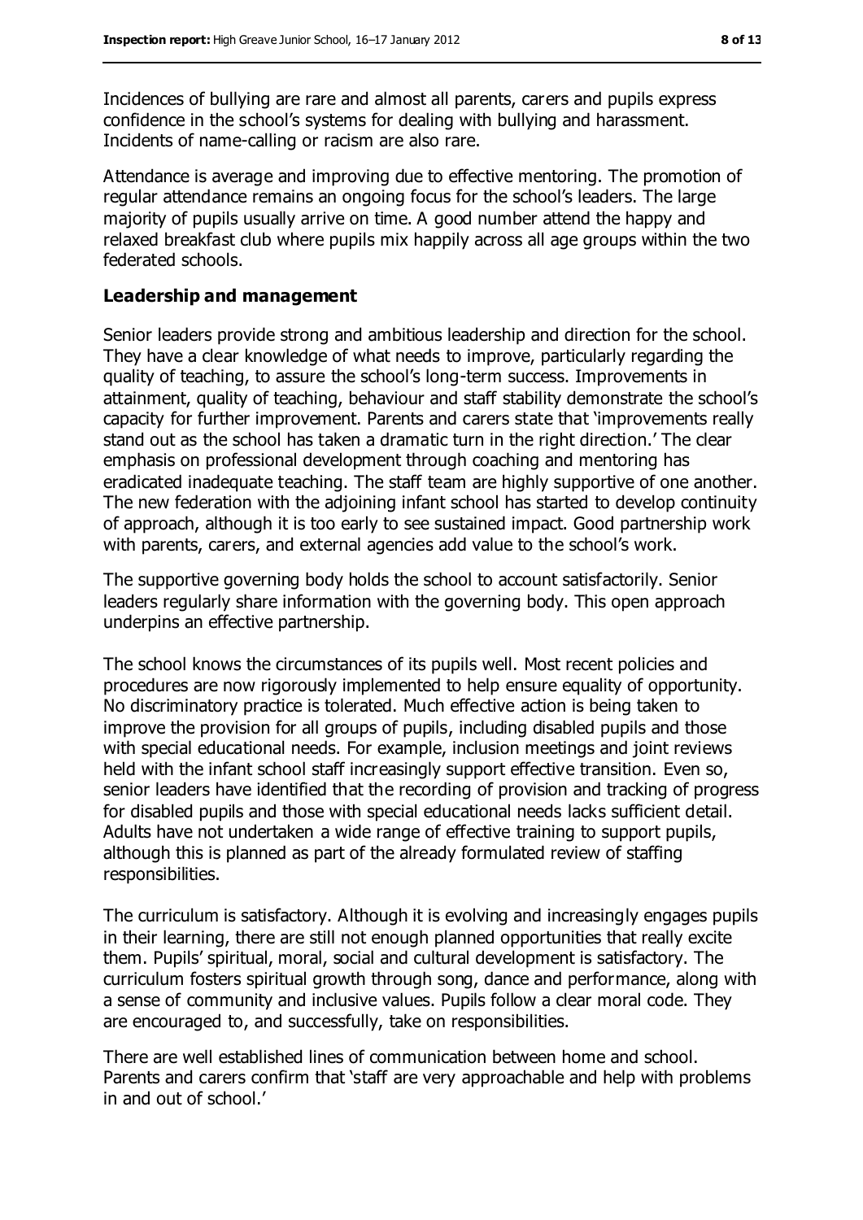Incidences of bullying are rare and almost all parents, carers and pupils express confidence in the school's systems for dealing with bullying and harassment. Incidents of name-calling or racism are also rare.

Attendance is average and improving due to effective mentoring. The promotion of regular attendance remains an ongoing focus for the school's leaders. The large majority of pupils usually arrive on time. A good number attend the happy and relaxed breakfast club where pupils mix happily across all age groups within the two federated schools.

### Leadership and management

Senior leaders provide strong and ambitious leadership and direction for the school. They have a clear knowledge of what needs to improve, particularly regarding the quality of teaching, to assure the school's long-term success. Improvements in attainment, quality of teaching, behaviour and staff stability demonstrate the school's capacity for further improvement. Parents and carers state that 'improvements really stand out as the school has taken a dramatic turn in the right direction.' The clear emphasis on professional development through coaching and mentoring has eradicated inadequate teaching. The staff team are highly supportive of one another. The new federation with the adjoining infant school has started to develop continuity of approach, although it is too early to see sustained impact. Good partnership work with parents, carers, and external agencies add value to the school's work.

The supportive governing body holds the school to account satisfactorily. Senior leaders regularly share information with the governing body. This open approach underpins an effective partnership.

The school knows the circumstances of its pupils well. Most recent policies and procedures are now rigorously implemented to help ensure equality of opportunity. No discriminatory practice is tolerated. Much effective action is being taken to improve the provision for all groups of pupils, including disabled pupils and those with special educational needs. For example, inclusion meetings and joint reviews held with the infant school staff increasingly support effective transition. Even so, senior leaders have identified that the recording of provision and tracking of progress for disabled pupils and those with special educational needs lacks sufficient detail. Adults have not undertaken a wide range of effective training to support pupils, although this is planned as part of the already formulated review of staffing responsibilities.

The curriculum is satisfactory. Although it is evolving and increasingly engages pupils in their learning, there are still not enough planned opportunities that really excite them. Pupils' spiritual, moral, social and cultural development is satisfactory. The curriculum fosters spiritual growth through song, dance and performance, along with a sense of community and inclusive values. Pupils follow a clear moral code. They are encouraged to, and successfully, take on responsibilities.

There are well established lines of communication between home and school. Parents and carers confirm that 'staff are very approachable and help with problems in and out of school.'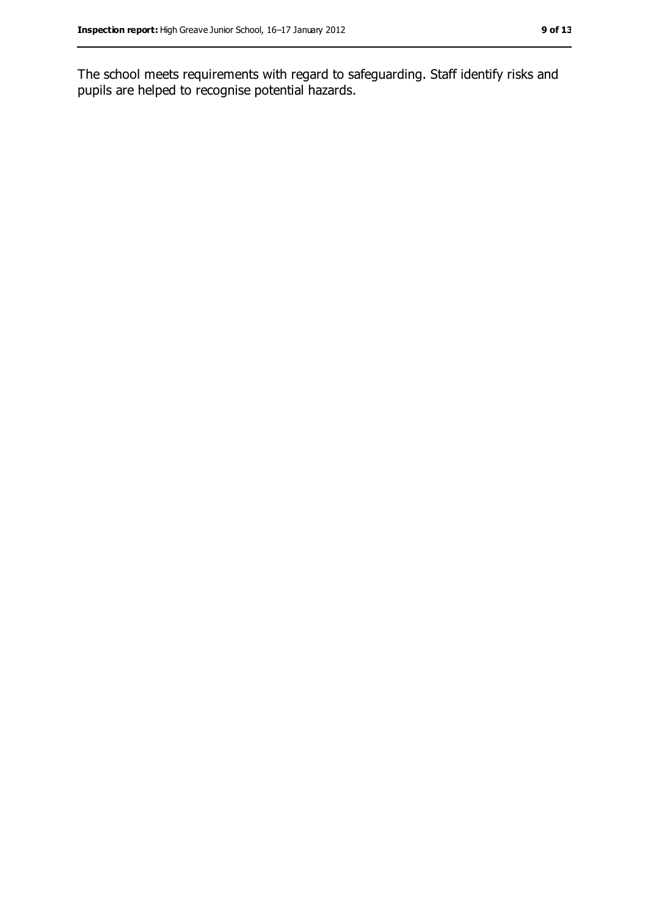The school meets requirements with regard to safeguarding. Staff identify risks and pupils are helped to recognise potential hazards.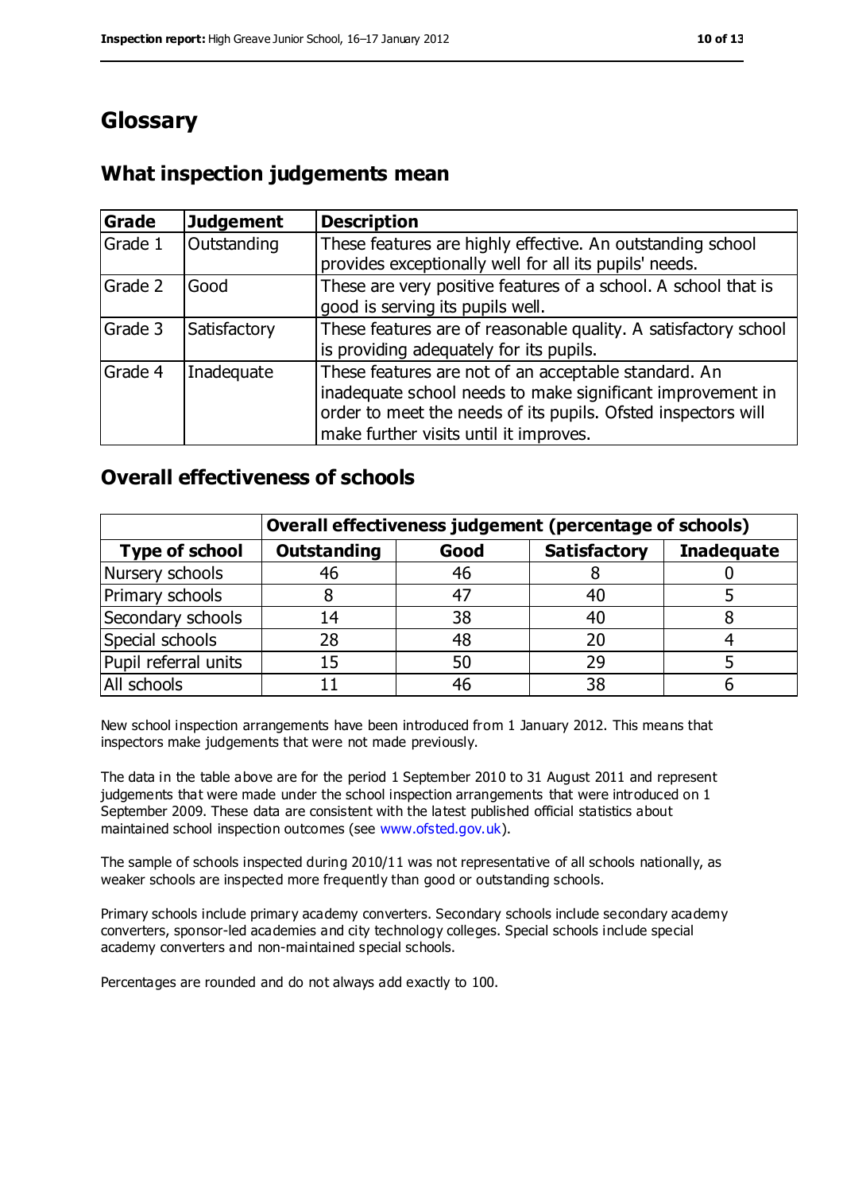# Glossary

## What inspection judgements mean

| Grade | Judgement | Description |
|---|---|---|
| Grade 1 | Outstanding | These features are highly effective. An outstanding school provides exceptionally well for all its pupils' needs. |
| Grade 2 | Good | These are very positive features of a school. A school that is good is serving its pupils well. |
| Grade 3 | Satisfactory | These features are of reasonable quality. A satisfactory school is providing adequately for its pupils. |
| Grade 4 | Inadequate | These features are not of an acceptable standard. An inadequate school needs to make significant improvement in order to meet the needs of its pupils. Ofsted inspectors will make further visits until it improves. |

## Overall effectiveness of schools

| | Overall effectiveness judgement (percentage of schools) | | | |
|---|---|---|---|---|
| **Type of school** | **Outstanding** | **Good** | **Satisfactory** | **Inadequate** |
| Nursery schools | 46 | 46 | 8 | 0 |
| Primary schools | 8 | 47 | 40 | 5 |
| Secondary schools | 14 | 38 | 40 | 8 |
| Special schools | 28 | 48 | 20 | 4 |
| Pupil referral units | 15 | 50 | 29 | 5 |
| All schools | 11 | 46 | 38 | 6 |

New school inspection arrangements have been introduced from 1 January 2012. This means that inspectors make judgements that were not made previously.

The data in the table above are for the period 1 September 2010 to 31 August 2011 and represent judgements that were made under the school inspection arrangements that were introduced on 1 September 2009. These data are consistent with the latest published official statistics about maintained school inspection outcomes (see www.ofsted.gov.uk).

The sample of schools inspected during 2010/11 was not representative of all schools nationally, as weaker schools are inspected more frequently than good or outstanding schools.

Primary schools include primary academy converters. Secondary schools include secondary academy converters, sponsor-led academies and city technology colleges. Special schools include special academy converters and non-maintained special schools.

Percentages are rounded and do not always add exactly to 100.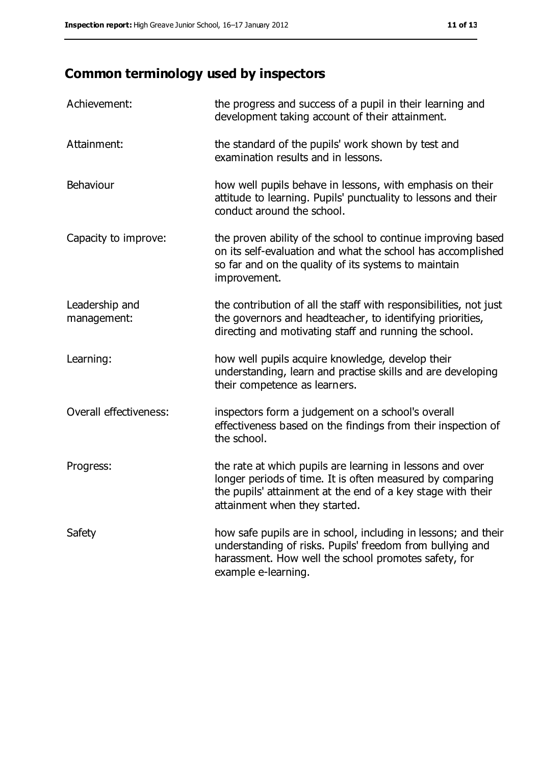## Common terminology used by inspectors

| | |
|---|---|
| Achievement: | the progress and success of a pupil in their learning and development taking account of their attainment. |
| Attainment: | the standard of the pupils' work shown by test and examination results and in lessons. |
| Behaviour | how well pupils behave in lessons, with emphasis on their attitude to learning. Pupils' punctuality to lessons and their conduct around the school. |
| Capacity to improve: | the proven ability of the school to continue improving based on its self-evaluation and what the school has accomplished so far and on the quality of its systems to maintain improvement. |
| Leadership and management: | the contribution of all the staff with responsibilities, not just the governors and headteacher, to identifying priorities, directing and motivating staff and running the school. |
| Learning: | how well pupils acquire knowledge, develop their understanding, learn and practise skills and are developing their competence as learners. |
| Overall effectiveness: | inspectors form a judgement on a school's overall effectiveness based on the findings from their inspection of the school. |
| Progress: | the rate at which pupils are learning in lessons and over longer periods of time. It is often measured by comparing the pupils' attainment at the end of a key stage with their attainment when they started. |
| Safety | how safe pupils are in school, including in lessons; and their understanding of risks. Pupils' freedom from bullying and harassment. How well the school promotes safety, for example e-learning. |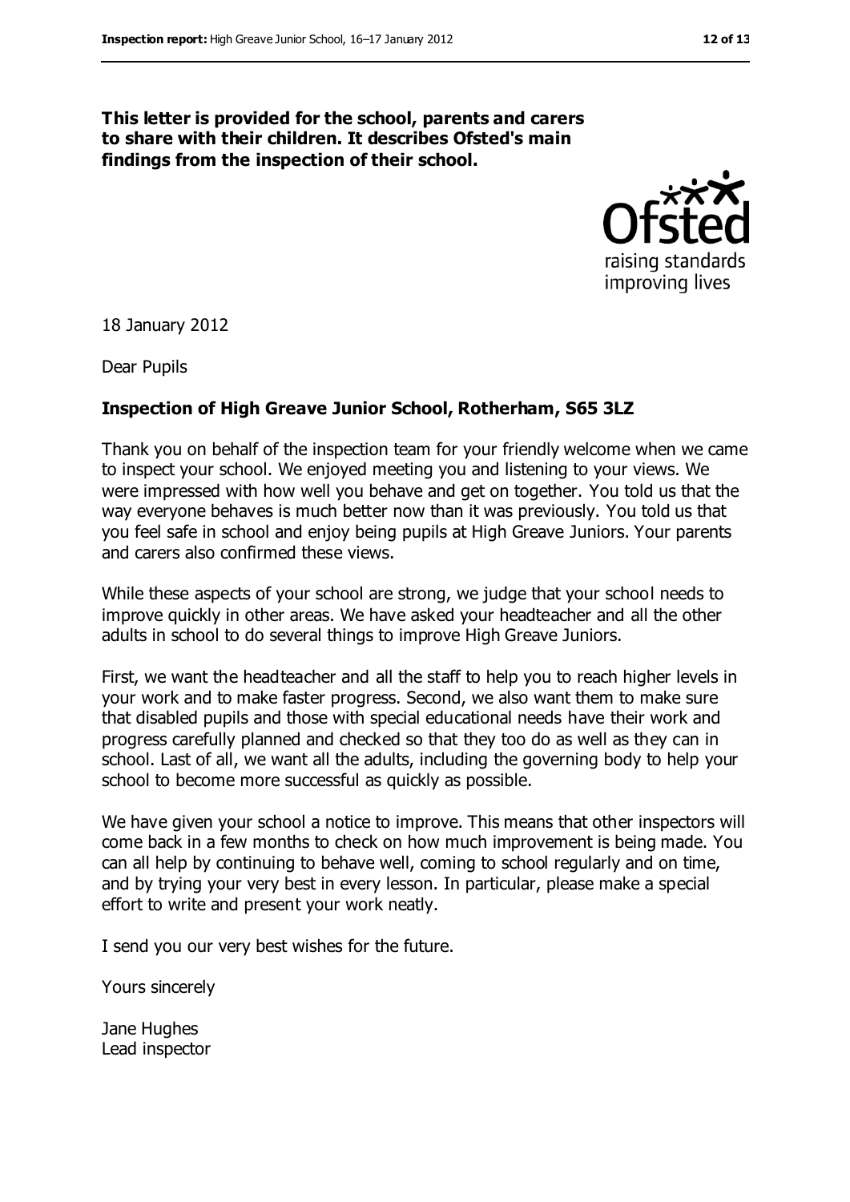**This letter is provided for the school, parents and carers to share with their children. It describes Ofsted's main findings from the inspection of their school.**

18 January 2012

Dear Pupils

**Inspection of High Greave Junior School, Rotherham, S65 3LZ**

Thank you on behalf of the inspection team for your friendly welcome when we came to inspect your school. We enjoyed meeting you and listening to your views. We were impressed with how well you behave and get on together. You told us that the way everyone behaves is much better now than it was previously. You told us that you feel safe in school and enjoy being pupils at High Greave Juniors. Your parents and carers also confirmed these views.

While these aspects of your school are strong, we judge that your school needs to improve quickly in other areas. We have asked your headteacher and all the other adults in school to do several things to improve High Greave Juniors.

First, we want the headteacher and all the staff to help you to reach higher levels in your work and to make faster progress. Second, we also want them to make sure that disabled pupils and those with special educational needs have their work and progress carefully planned and checked so that they too do as well as they can in school. Last of all, we want all the adults, including the governing body to help your school to become more successful as quickly as possible.

We have given your school a notice to improve. This means that other inspectors will come back in a few months to check on how much improvement is being made. You can all help by continuing to behave well, coming to school regularly and on time, and by trying your very best in every lesson. In particular, please make a special effort to write and present your work neatly.

I send you our very best wishes for the future.

Yours sincerely

Jane Hughes
Lead inspector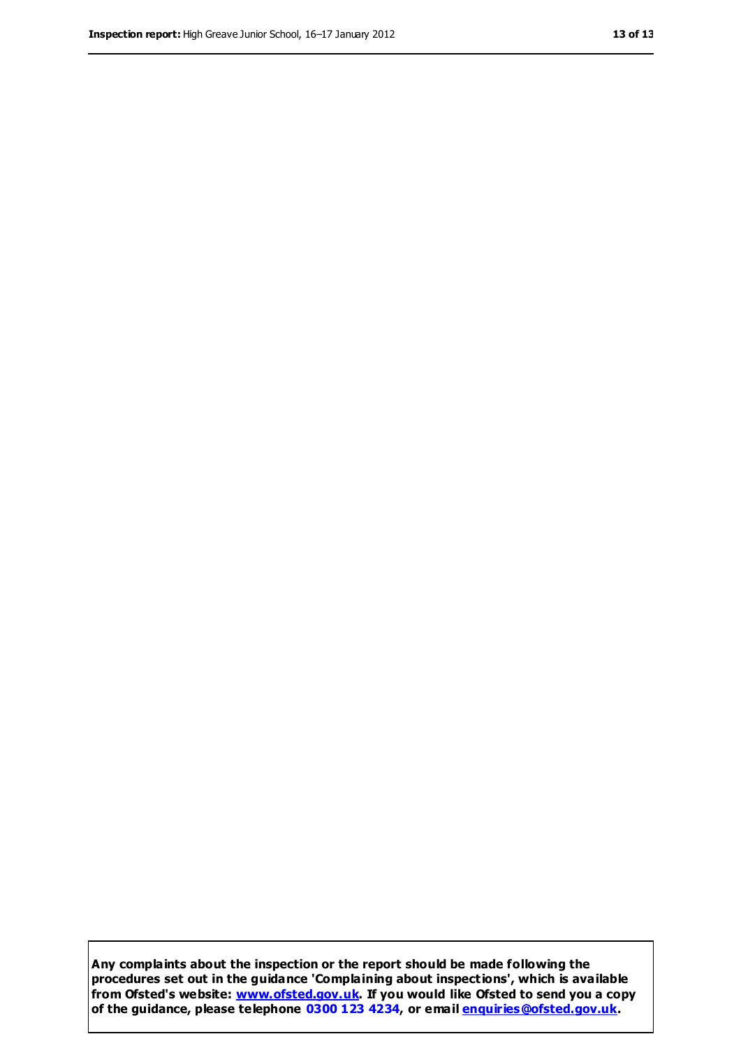**Any complaints about the inspection or the report should be made following the procedures set out in the guidance 'Complaining about inspections', which is available from Ofsted's website: [www.ofsted.gov.uk](http://www.ofsted.gov.uk). If you would like Ofsted to send you a copy of the guidance, please telephone 0300 123 4234, or email [enquiries@ofsted.gov.uk](mailto:enquiries@ofsted.gov.uk).**